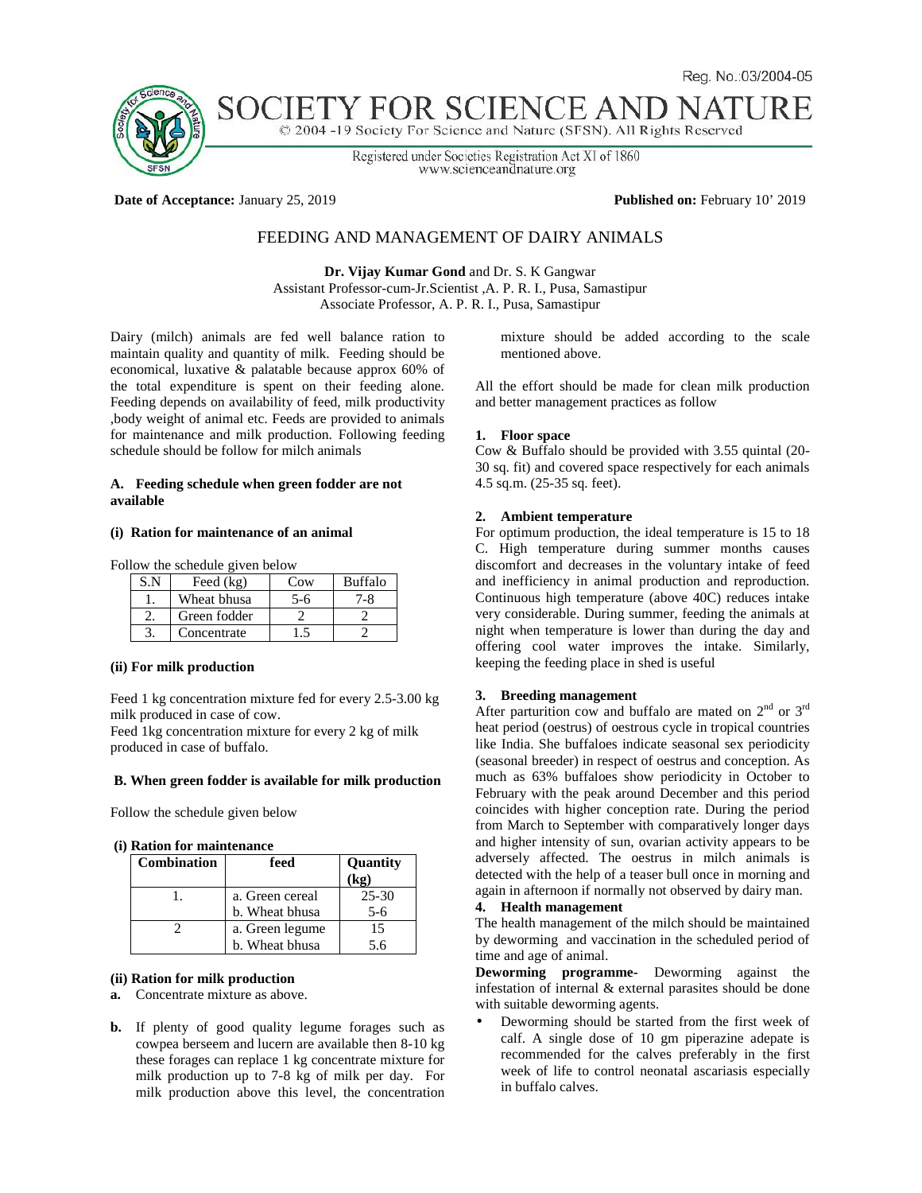Reg. No.:03/2004-05

# SOCIETY FOR SCIENCE AND NATURE

© 2004 -19 Society For Science and Nature (SFSN). All Rights Reserved

Registered under Societies Registration Act XI of 1860
www.scienceandnature.org

**Date of Acceptance:** January 25, 2019 **Published on:** February 10' 2019

## FEEDING AND MANAGEMENT OF DAIRY ANIMALS

**Dr. Vijay Kumar Gond** and Dr. S. K Gangwar
Assistant Professor-cum-Jr.Scientist ,A. P. R. I., Pusa, Samastipur
Associate Professor, A. P. R. I., Pusa, Samastipur

Dairy (milch) animals are fed well balance ration to maintain quality and quantity of milk. Feeding should be economical, luxative & palatable because approx 60% of the total expenditure is spent on their feeding alone. Feeding depends on availability of feed, milk productivity ,body weight of animal etc. Feeds are provided to animals for maintenance and milk production. Following feeding schedule should be follow for milch animals

### A. Feeding schedule when green fodder are not available

#### (i) Ration for maintenance of an animal

Follow the schedule given below

| S.N | Feed (kg) | Cow | Buffalo |
|---|---|---|---|
| 1. | Wheat bhusa | 5-6 | 7-8 |
| 2. | Green fodder | 2 | 2 |
| 3. | Concentrate | 1.5 | 2 |

#### (ii) For milk production

Feed 1 kg concentration mixture fed for every 2.5-3.00 kg milk produced in case of cow.
Feed 1kg concentration mixture for every 2 kg of milk produced in case of buffalo.

### B. When green fodder is available for milk production

Follow the schedule given below

#### (i) Ration for maintenance

| Combination | feed | Quantity (kg) |
|---|---|---|
| 1. | a. Green cereal | 25-30 |
| | b. Wheat bhusa | 5-6 |
| 2 | a. Green legume | 15 |
| | b. Wheat bhusa | 5.6 |

#### (ii) Ration for milk production

**a.** Concentrate mixture as above.

**b.** If plenty of good quality legume forages such as cowpea berseem and lucern are available then 8-10 kg these forages can replace 1 kg concentrate mixture for milk production up to 7-8 kg of milk per day. For milk production above this level, the concentration mixture should be added according to the scale mentioned above.

All the effort should be made for clean milk production and better management practices as follow

#### 1. Floor space

Cow & Buffalo should be provided with 3.55 quintal (20-30 sq. fit) and covered space respectively for each animals 4.5 sq.m. (25-35 sq. feet).

#### 2. Ambient temperature

For optimum production, the ideal temperature is 15 to 18 C. High temperature during summer months causes discomfort and decreases in the voluntary intake of feed and inefficiency in animal production and reproduction. Continuous high temperature (above 40C) reduces intake very considerable. During summer, feeding the animals at night when temperature is lower than during the day and offering cool water improves the intake. Similarly, keeping the feeding place in shed is useful

#### 3. Breeding management

After parturition cow and buffalo are mated on 2nd or 3rd heat period (oestrus) of oestrous cycle in tropical countries like India. She buffaloes indicate seasonal sex periodicity (seasonal breeder) in respect of oestrus and conception. As much as 63% buffaloes show periodicity in October to February with the peak around December and this period coincides with higher conception rate. During the period from March to September with comparatively longer days and higher intensity of sun, ovarian activity appears to be adversely affected. The oestrus in milch animals is detected with the help of a teaser bull once in morning and again in afternoon if normally not observed by dairy man.

#### 4. Health management

The health management of the milch should be maintained by deworming and vaccination in the scheduled period of time and age of animal.

**Deworming programme-** Deworming against the infestation of internal & external parasites should be done with suitable deworming agents.

- Deworming should be started from the first week of calf. A single dose of 10 gm piperazine adepate is recommended for the calves preferably in the first week of life to control neonatal ascariasis especially in buffalo calves.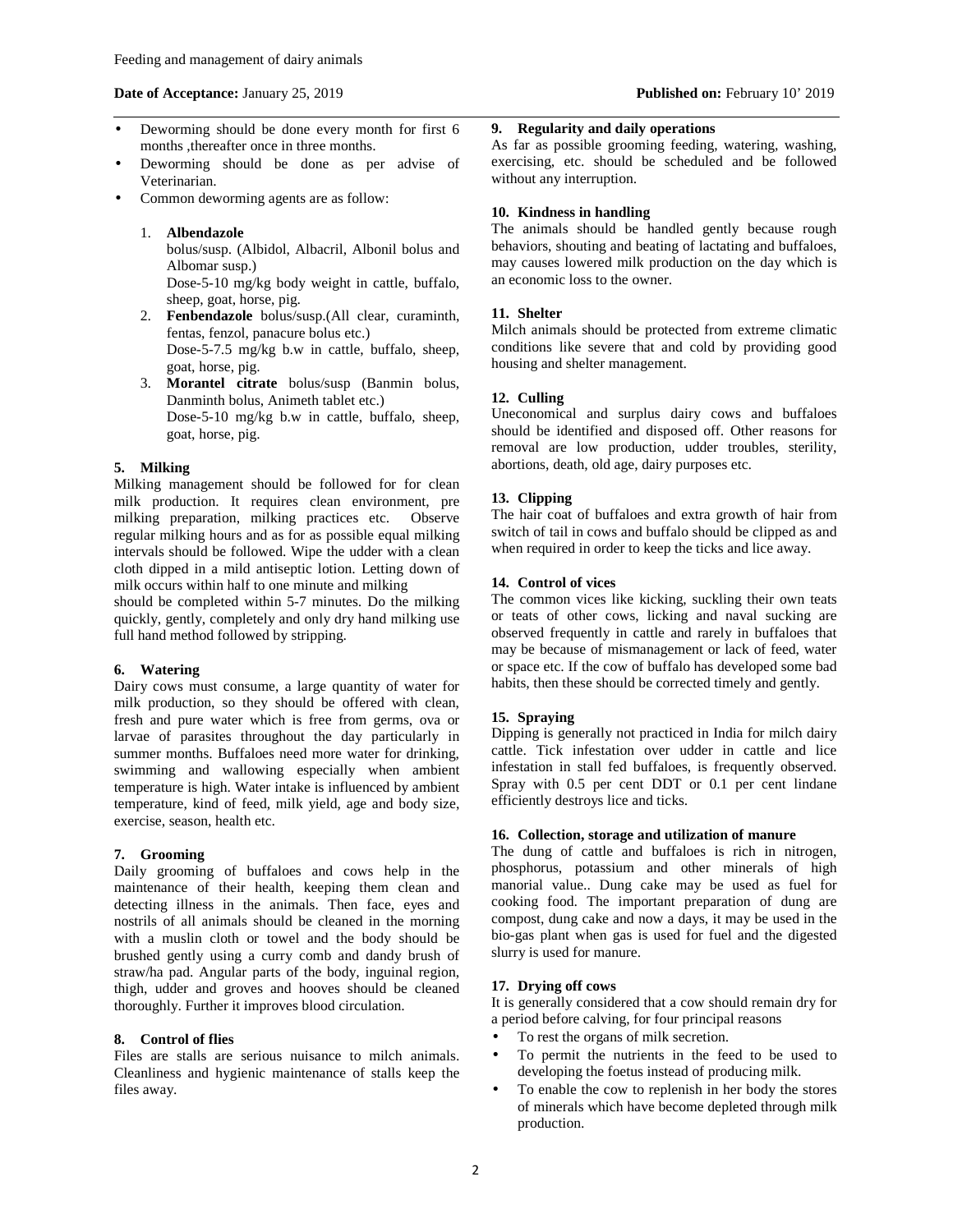- Deworming should be done every month for first 6 months ,thereafter once in three months.
- Deworming should be done as per advise of Veterinarian.
- Common deworming agents are as follow:

1. **Albendazole** bolus/susp. (Albidol, Albacril, Albonil bolus and Albomar susp.)
   Dose-5-10 mg/kg body weight in cattle, buffalo, sheep, goat, horse, pig.
2. **Fenbendazole** bolus/susp.(All clear, curaminth, fentas, fenzol, panacure bolus etc.)
   Dose-5-7.5 mg/kg b.w in cattle, buffalo, sheep, goat, horse, pig.
3. **Morantel citrate** bolus/susp (Banmin bolus, Danminth bolus, Animeth tablet etc.)
   Dose-5-10 mg/kg b.w in cattle, buffalo, sheep, goat, horse, pig.

### 5. Milking

Milking management should be followed for for clean milk production. It requires clean environment, pre milking preparation, milking practices etc. Observe regular milking hours and as for as possible equal milking intervals should be followed. Wipe the udder with a clean cloth dipped in a mild antiseptic lotion. Letting down of milk occurs within half to one minute and milking should be completed within 5-7 minutes. Do the milking quickly, gently, completely and only dry hand milking use full hand method followed by stripping.

### 6. Watering

Dairy cows must consume, a large quantity of water for milk production, so they should be offered with clean, fresh and pure water which is free from germs, ova or larvae of parasites throughout the day particularly in summer months. Buffaloes need more water for drinking, swimming and wallowing especially when ambient temperature is high. Water intake is influenced by ambient temperature, kind of feed, milk yield, age and body size, exercise, season, health etc.

### 7. Grooming

Daily grooming of buffaloes and cows help in the maintenance of their health, keeping them clean and detecting illness in the animals. Then face, eyes and nostrils of all animals should be cleaned in the morning with a muslin cloth or towel and the body should be brushed gently using a curry comb and dandy brush of straw/ha pad. Angular parts of the body, inguinal region, thigh, udder and groves and hooves should be cleaned thoroughly. Further it improves blood circulation.

### 8. Control of flies

Files are stalls are serious nuisance to milch animals. Cleanliness and hygienic maintenance of stalls keep the files away.

### 9. Regularity and daily operations

As far as possible grooming feeding, watering, washing, exercising, etc. should be scheduled and be followed without any interruption.

### 10. Kindness in handling

The animals should be handled gently because rough behaviors, shouting and beating of lactating and buffaloes, may causes lowered milk production on the day which is an economic loss to the owner.

### 11. Shelter

Milch animals should be protected from extreme climatic conditions like severe that and cold by providing good housing and shelter management.

### 12. Culling

Uneconomical and surplus dairy cows and buffaloes should be identified and disposed off. Other reasons for removal are low production, udder troubles, sterility, abortions, death, old age, dairy purposes etc.

### 13. Clipping

The hair coat of buffaloes and extra growth of hair from switch of tail in cows and buffalo should be clipped as and when required in order to keep the ticks and lice away.

### 14. Control of vices

The common vices like kicking, suckling their own teats or teats of other cows, licking and naval sucking are observed frequently in cattle and rarely in buffaloes that may be because of mismanagement or lack of feed, water or space etc. If the cow of buffalo has developed some bad habits, then these should be corrected timely and gently.

### 15. Spraying

Dipping is generally not practiced in India for milch dairy cattle. Tick infestation over udder in cattle and lice infestation in stall fed buffaloes, is frequently observed. Spray with 0.5 per cent DDT or 0.1 per cent lindane efficiently destroys lice and ticks.

### 16. Collection, storage and utilization of manure

The dung of cattle and buffaloes is rich in nitrogen, phosphorus, potassium and other minerals of high manorial value.. Dung cake may be used as fuel for cooking food. The important preparation of dung are compost, dung cake and now a days, it may be used in the bio-gas plant when gas is used for fuel and the digested slurry is used for manure.

### 17. Drying off cows

It is generally considered that a cow should remain dry for a period before calving, for four principal reasons

- To rest the organs of milk secretion.
- To permit the nutrients in the feed to be used to developing the foetus instead of producing milk.
- To enable the cow to replenish in her body the stores of minerals which have become depleted through milk production.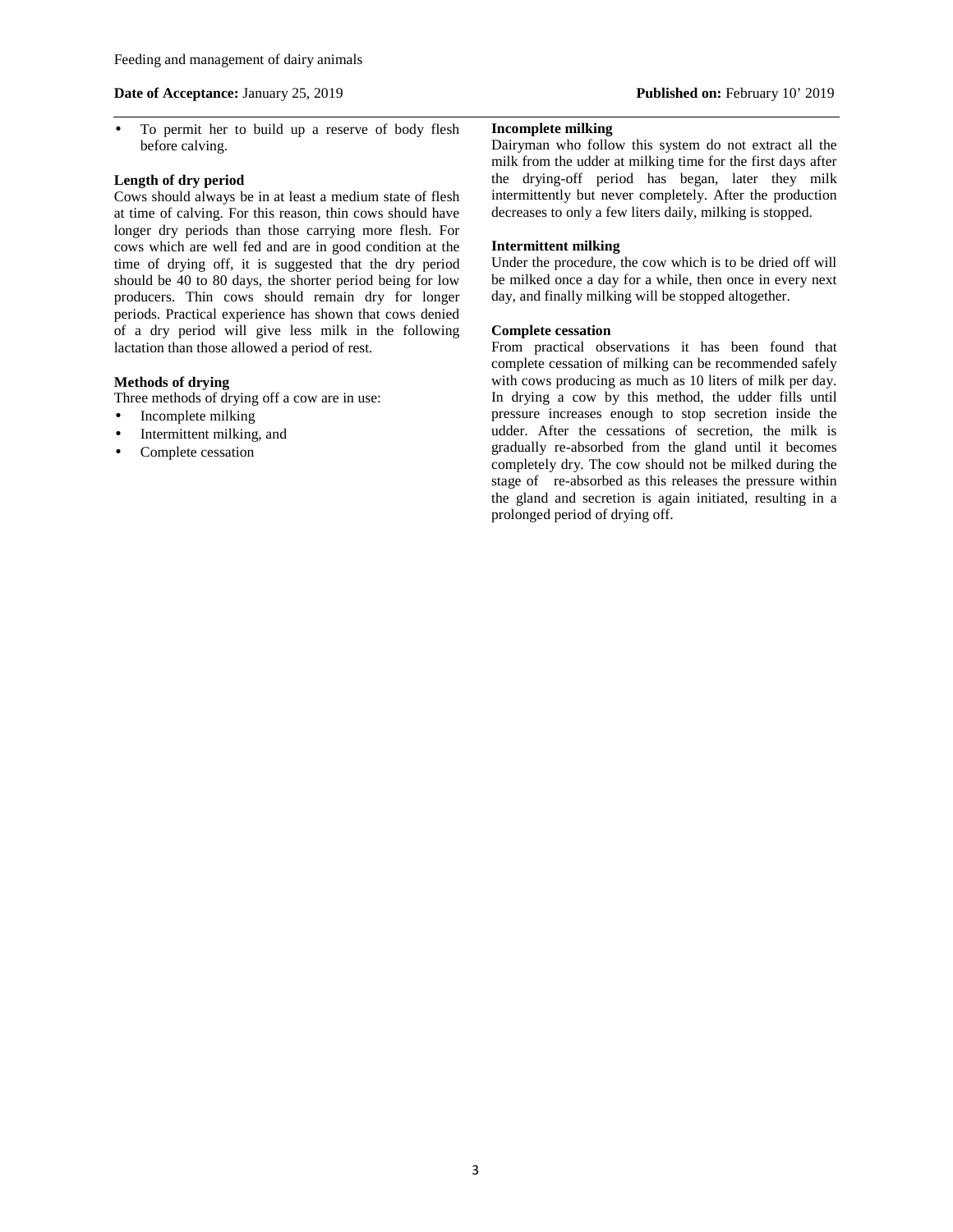- To permit her to build up a reserve of body flesh before calving.

**Length of dry period**

Cows should always be in at least a medium state of flesh at time of calving. For this reason, thin cows should have longer dry periods than those carrying more flesh. For cows which are well fed and are in good condition at the time of drying off, it is suggested that the dry period should be 40 to 80 days, the shorter period being for low producers. Thin cows should remain dry for longer periods. Practical experience has shown that cows denied of a dry period will give less milk in the following lactation than those allowed a period of rest.

**Methods of drying**

Three methods of drying off a cow are in use:

- Incomplete milking
- Intermittent milking, and
- Complete cessation

**Incomplete milking**

Dairyman who follow this system do not extract all the milk from the udder at milking time for the first days after the drying-off period has began, later they milk intermittently but never completely. After the production decreases to only a few liters daily, milking is stopped.

**Intermittent milking**

Under the procedure, the cow which is to be dried off will be milked once a day for a while, then once in every next day, and finally milking will be stopped altogether.

**Complete cessation**

From practical observations it has been found that complete cessation of milking can be recommended safely with cows producing as much as 10 liters of milk per day. In drying a cow by this method, the udder fills until pressure increases enough to stop secretion inside the udder. After the cessations of secretion, the milk is gradually re-absorbed from the gland until it becomes completely dry. The cow should not be milked during the stage of re-absorbed as this releases the pressure within the gland and secretion is again initiated, resulting in a prolonged period of drying off.